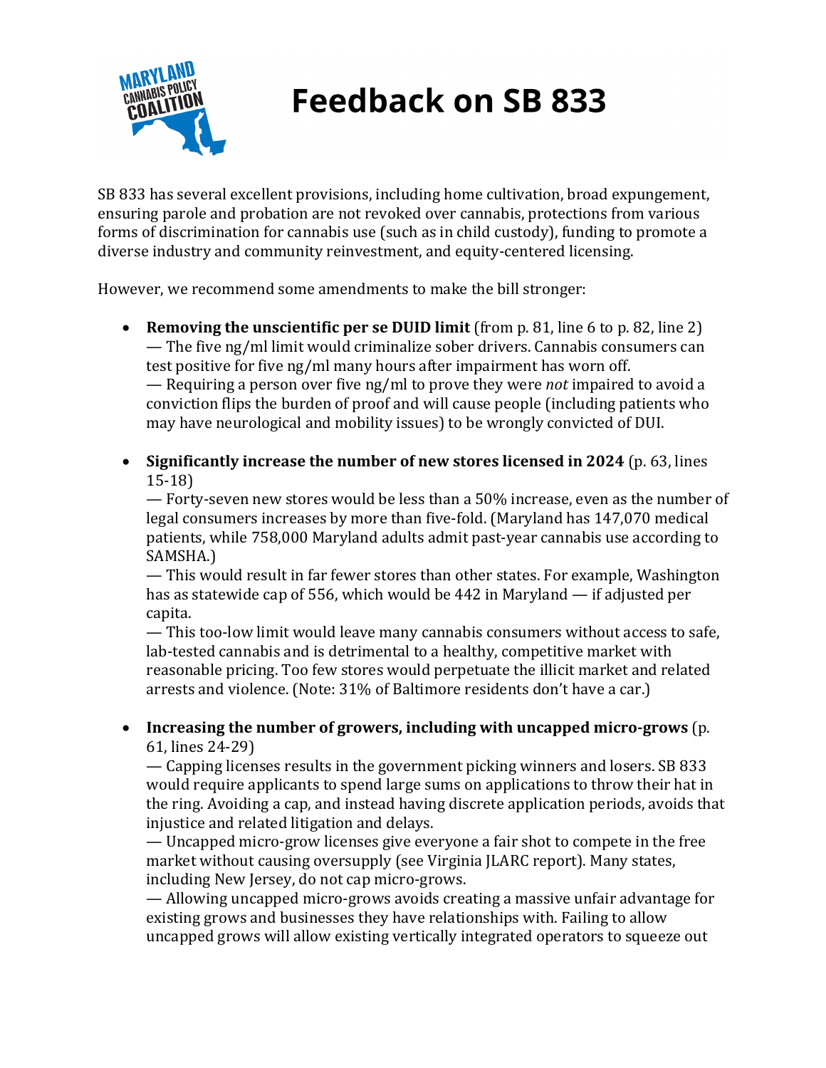# Feedback on SB 833

SB 833 has several excellent provisions, including home cultivation, broad expungement, ensuring parole and probation are not revoked over cannabis, protections from various forms of discrimination for cannabis use (such as in child custody), funding to promote a diverse industry and community reinvestment, and equity-centered licensing.

However, we recommend some amendments to make the bill stronger:

- **Removing the unscientific per se DUID limit** (from p. 81, line 6 to p. 82, line 2)
  — The five ng/ml limit would criminalize sober drivers. Cannabis consumers can test positive for five ng/ml many hours after impairment has worn off.
  — Requiring a person over five ng/ml to prove they were *not* impaired to avoid a conviction flips the burden of proof and will cause people (including patients who may have neurological and mobility issues) to be wrongly convicted of DUI.

- **Significantly increase the number of new stores licensed in 2024** (p. 63, lines 15-18)
  — Forty-seven new stores would be less than a 50% increase, even as the number of legal consumers increases by more than five-fold. (Maryland has 147,070 medical patients, while 758,000 Maryland adults admit past-year cannabis use according to SAMSHA.)
  — This would result in far fewer stores than other states. For example, Washington has as statewide cap of 556, which would be 442 in Maryland — if adjusted per capita.
  — This too-low limit would leave many cannabis consumers without access to safe, lab-tested cannabis and is detrimental to a healthy, competitive market with reasonable pricing. Too few stores would perpetuate the illicit market and related arrests and violence. (Note: 31% of Baltimore residents don't have a car.)

- **Increasing the number of growers, including with uncapped micro-grows** (p. 61, lines 24-29)
  — Capping licenses results in the government picking winners and losers. SB 833 would require applicants to spend large sums on applications to throw their hat in the ring. Avoiding a cap, and instead having discrete application periods, avoids that injustice and related litigation and delays.
  — Uncapped micro-grow licenses give everyone a fair shot to compete in the free market without causing oversupply (see Virginia JLARC report). Many states, including New Jersey, do not cap micro-grows.
  — Allowing uncapped micro-grows avoids creating a massive unfair advantage for existing grows and businesses they have relationships with. Failing to allow uncapped grows will allow existing vertically integrated operators to squeeze out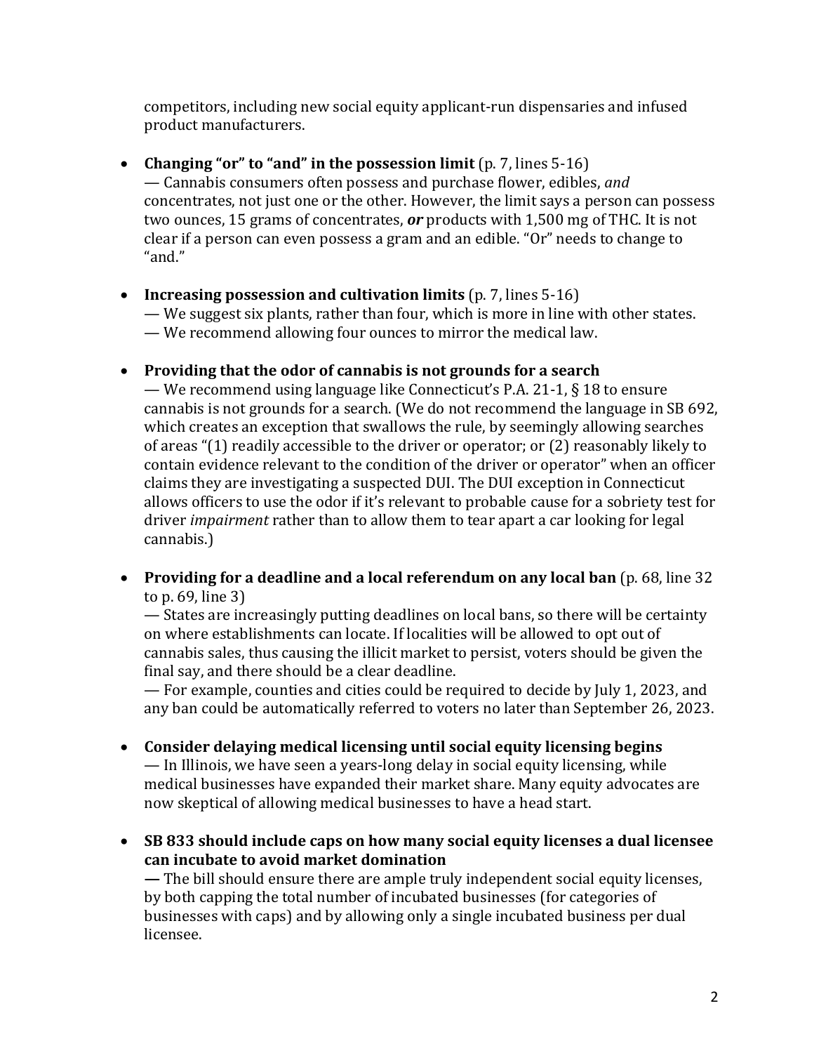competitors, including new social equity applicant-run dispensaries and infused product manufacturers.

- **Changing "or" to "and" in the possession limit** (p. 7, lines 5-16)
  — Cannabis consumers often possess and purchase flower, edibles, *and* concentrates, not just one or the other. However, the limit says a person can possess two ounces, 15 grams of concentrates, ***or*** products with 1,500 mg of THC. It is not clear if a person can even possess a gram and an edible. "Or" needs to change to "and."

- **Increasing possession and cultivation limits** (p. 7, lines 5-16)
  — We suggest six plants, rather than four, which is more in line with other states.
  — We recommend allowing four ounces to mirror the medical law.

- **Providing that the odor of cannabis is not grounds for a search**
  — We recommend using language like Connecticut's P.A. 21-1, § 18 to ensure cannabis is not grounds for a search. (We do not recommend the language in SB 692, which creates an exception that swallows the rule, by seemingly allowing searches of areas "(1) readily accessible to the driver or operator; or (2) reasonably likely to contain evidence relevant to the condition of the driver or operator" when an officer claims they are investigating a suspected DUI. The DUI exception in Connecticut allows officers to use the odor if it's relevant to probable cause for a sobriety test for driver *impairment* rather than to allow them to tear apart a car looking for legal cannabis.)

- **Providing for a deadline and a local referendum on any local ban** (p. 68, line 32 to p. 69, line 3)
  — States are increasingly putting deadlines on local bans, so there will be certainty on where establishments can locate. If localities will be allowed to opt out of cannabis sales, thus causing the illicit market to persist, voters should be given the final say, and there should be a clear deadline.
  — For example, counties and cities could be required to decide by July 1, 2023, and any ban could be automatically referred to voters no later than September 26, 2023.

- **Consider delaying medical licensing until social equity licensing begins**
  — In Illinois, we have seen a years-long delay in social equity licensing, while medical businesses have expanded their market share. Many equity advocates are now skeptical of allowing medical businesses to have a head start.

- **SB 833 should include caps on how many social equity licenses a dual licensee can incubate to avoid market domination**
  **—** The bill should ensure there are ample truly independent social equity licenses, by both capping the total number of incubated businesses (for categories of businesses with caps) and by allowing only a single incubated business per dual licensee.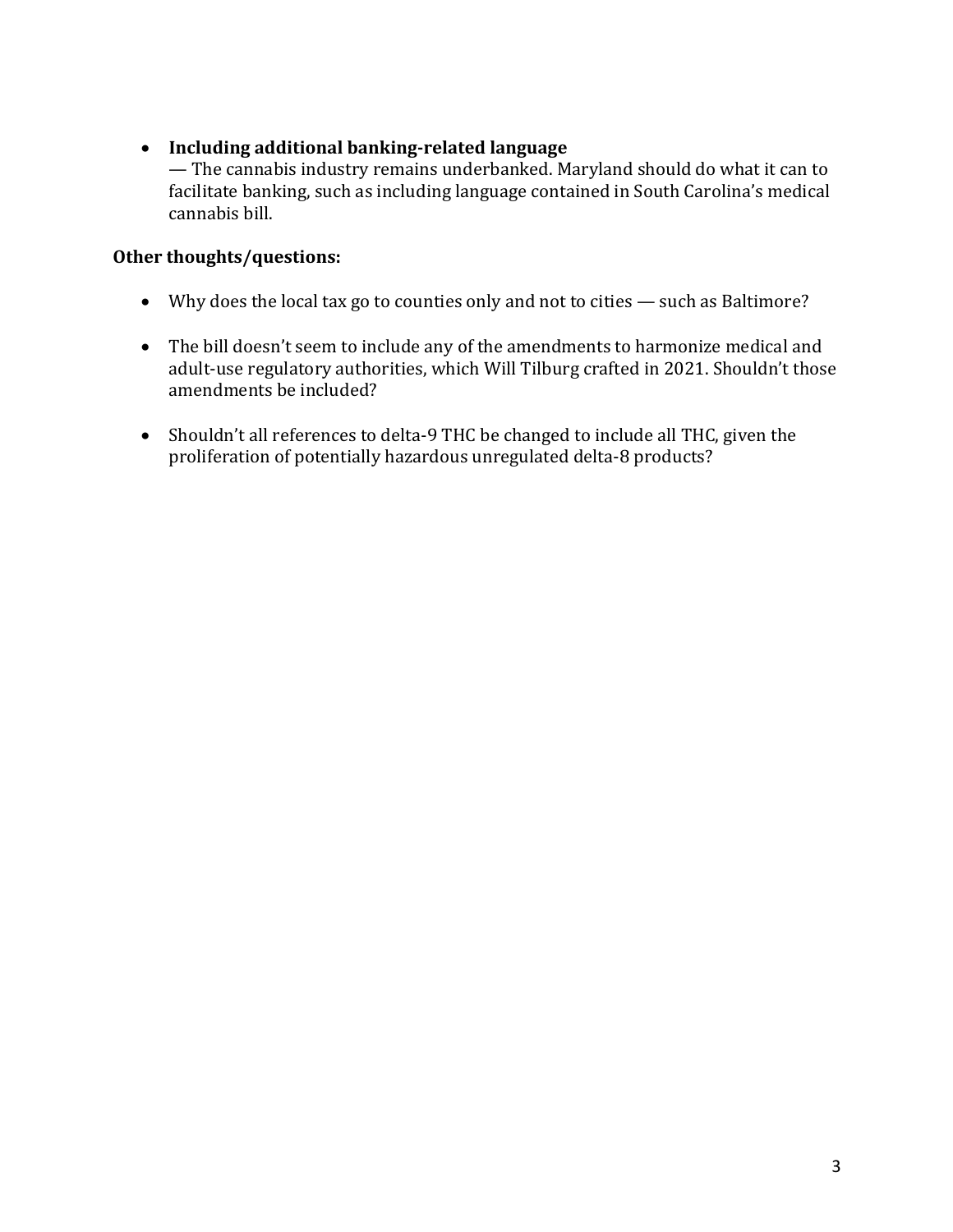- **Including additional banking-related language**
  — The cannabis industry remains underbanked. Maryland should do what it can to facilitate banking, such as including language contained in South Carolina's medical cannabis bill.

**Other thoughts/questions:**

- Why does the local tax go to counties only and not to cities — such as Baltimore?

- The bill doesn't seem to include any of the amendments to harmonize medical and adult-use regulatory authorities, which Will Tilburg crafted in 2021. Shouldn't those amendments be included?

- Shouldn't all references to delta-9 THC be changed to include all THC, given the proliferation of potentially hazardous unregulated delta-8 products?